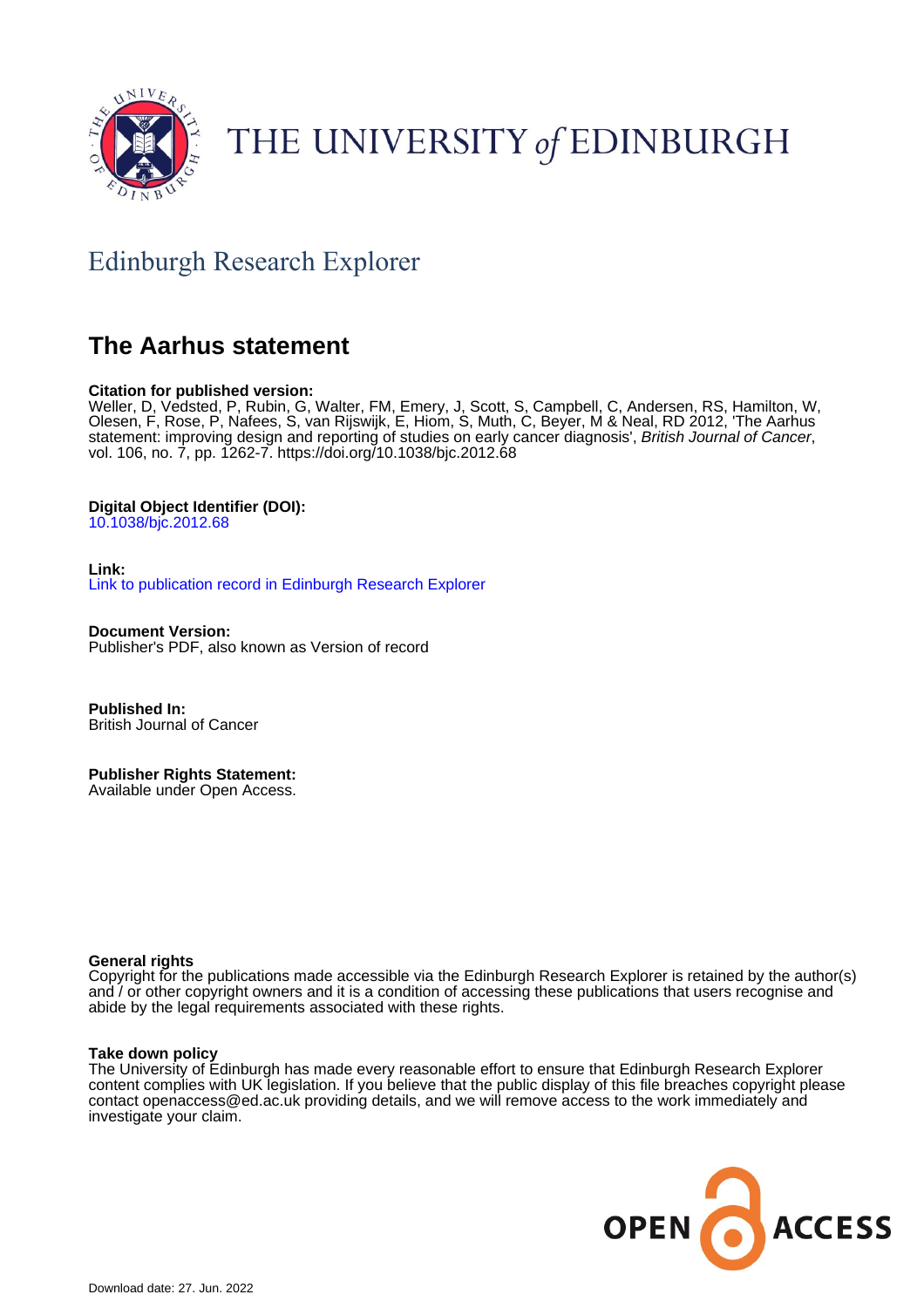THE UNIVERSITY *of* EDINBURGH

Edinburgh Research Explorer

# The Aarhus statement

**Citation for published version:**
Weller, D, Vedsted, P, Rubin, G, Walter, FM, Emery, J, Scott, S, Campbell, C, Andersen, RS, Hamilton, W, Olesen, F, Rose, P, Nafees, S, van Rijswijk, E, Hiom, S, Muth, C, Beyer, M & Neal, RD 2012, 'The Aarhus statement: improving design and reporting of studies on early cancer diagnosis', *British Journal of Cancer*, vol. 106, no. 7, pp. 1262-7. https://doi.org/10.1038/bjc.2012.68

**Digital Object Identifier (DOI):**
10.1038/bjc.2012.68

**Link:**
Link to publication record in Edinburgh Research Explorer

**Document Version:**
Publisher's PDF, also known as Version of record

**Published In:**
British Journal of Cancer

**Publisher Rights Statement:**
Available under Open Access.

**General rights**
Copyright for the publications made accessible via the Edinburgh Research Explorer is retained by the author(s) and / or other copyright owners and it is a condition of accessing these publications that users recognise and abide by the legal requirements associated with these rights.

**Take down policy**
The University of Edinburgh has made every reasonable effort to ensure that Edinburgh Research Explorer content complies with UK legislation. If you believe that the public display of this file breaches copyright please contact openaccess@ed.ac.uk providing details, and we will remove access to the work immediately and investigate your claim.

OPEN ACCESS

Download date: 27. Jun. 2022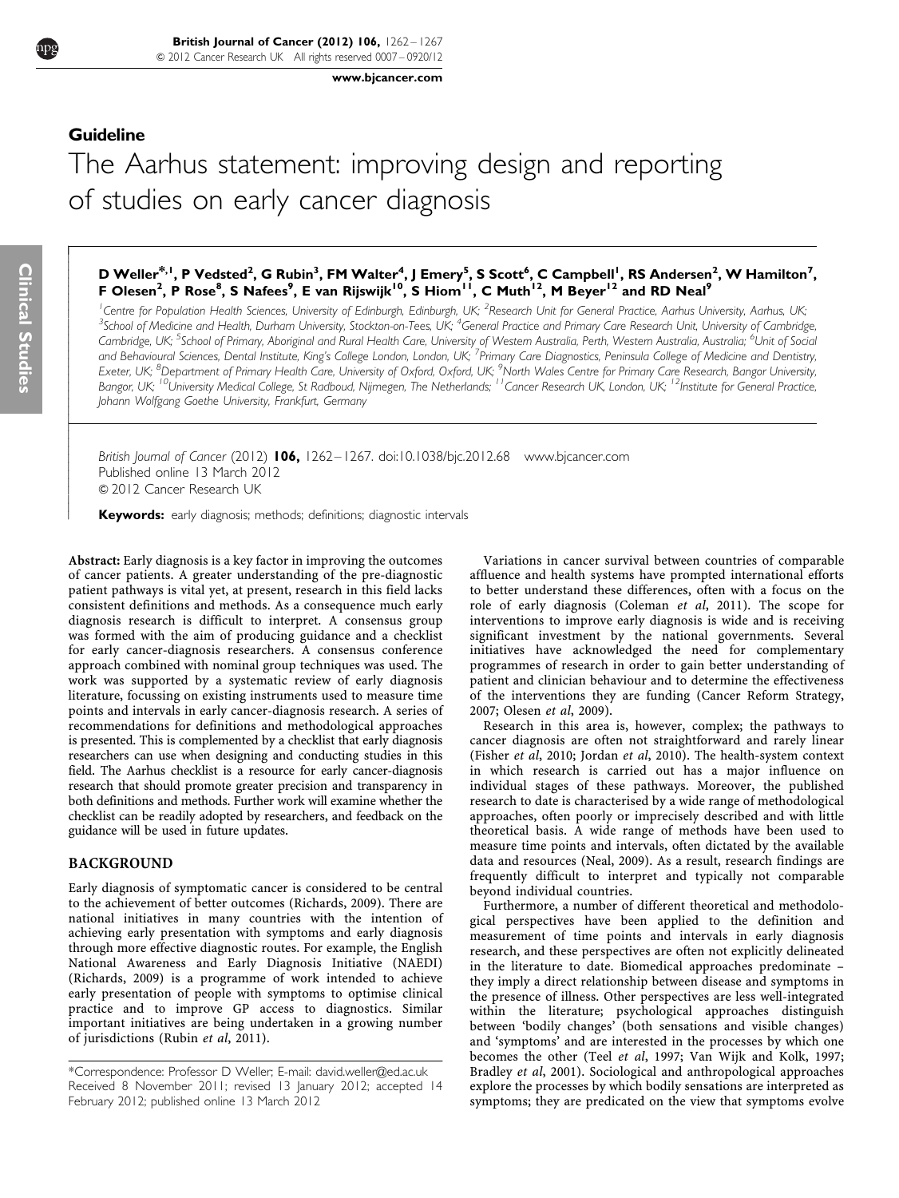## Guideline

# The Aarhus statement: improving design and reporting of studies on early cancer diagnosis

**D Weller**[*,1], **P Vedsted**[2], **G Rubin**[3], **FM Walter**[4], **J Emery**[5], **S Scott**[6], **C Campbell**[1], **RS Andersen**[2], **W Hamilton**[7], **F Olesen**[2], **P Rose**[8], **S Nafees**[9], **E van Rijswijk**[10], **S Hiom**[11], **C Muth**[12], **M Beyer**[12] **and RD Neal**[9]

[1]Centre for Population Health Sciences, University of Edinburgh, Edinburgh, UK; [2]Research Unit for General Practice, Aarhus University, Aarhus, UK; [3]School of Medicine and Health, Durham University, Stockton-on-Tees, UK; [4]General Practice and Primary Care Research Unit, University of Cambridge, Cambridge, UK; [5]School of Primary, Aboriginal and Rural Health Care, University of Western Australia, Perth, Western Australia, Australia; [6]Unit of Social and Behavioural Sciences, Dental Institute, King's College London, London, UK; [7]Primary Care Diagnostics, Peninsula College of Medicine and Dentistry, Exeter, UK; [8]Department of Primary Health Care, University of Oxford, Oxford, UK; [9]North Wales Centre for Primary Care Research, Bangor University, Bangor, UK; [10]University Medical College, St Radboud, Nijmegen, The Netherlands; [11]Cancer Research UK, London, UK; [12]Institute for General Practice, Johann Wolfgang Goethe University, Frankfurt, Germany

*British Journal of Cancer* (2012) **106**, 1262–1267. doi:10.1038/bjc.2012.68 www.bjcancer.com
Published online 13 March 2012
© 2012 Cancer Research UK

**Keywords:** early diagnosis; methods; definitions; diagnostic intervals

**Abstract:** Early diagnosis is a key factor in improving the outcomes of cancer patients. A greater understanding of the pre-diagnostic patient pathways is vital yet, at present, research in this field lacks consistent definitions and methods. As a consequence much early diagnosis research is difficult to interpret. A consensus group was formed with the aim of producing guidance and a checklist for early cancer-diagnosis researchers. A consensus conference approach combined with nominal group techniques was used. The work was supported by a systematic review of early diagnosis literature, focussing on existing instruments used to measure time points and intervals in early cancer-diagnosis research. A series of recommendations for definitions and methodological approaches is presented. This is complemented by a checklist that early diagnosis researchers can use when designing and conducting studies in this field. The Aarhus checklist is a resource for early cancer-diagnosis research that should promote greater precision and transparency in both definitions and methods. Further work will examine whether the checklist can be readily adopted by researchers, and feedback on the guidance will be used in future updates.

## BACKGROUND

Early diagnosis of symptomatic cancer is considered to be central to the achievement of better outcomes (Richards, 2009). There are national initiatives in many countries with the intention of achieving early presentation with symptoms and early diagnosis through more effective diagnostic routes. For example, the English National Awareness and Early Diagnosis Initiative (NAEDI) (Richards, 2009) is a programme of work intended to achieve early presentation of people with symptoms to optimise clinical practice and to improve GP access to diagnostics. Similar important initiatives are being undertaken in a growing number of jurisdictions (Rubin *et al*, 2011).

Variations in cancer survival between countries of comparable affluence and health systems have prompted international efforts to better understand these differences, often with a focus on the role of early diagnosis (Coleman *et al*, 2011). The scope for interventions to improve early diagnosis is wide and is receiving significant investment by the national governments. Several initiatives have acknowledged the need for complementary programmes of research in order to gain better understanding of patient and clinician behaviour and to determine the effectiveness of the interventions they are funding (Cancer Reform Strategy, 2007; Olesen *et al*, 2009).

Research in this area is, however, complex; the pathways to cancer diagnosis are often not straightforward and rarely linear (Fisher *et al*, 2010; Jordan *et al*, 2010). The health-system context in which research is carried out has a major influence on individual stages of these pathways. Moreover, the published research to date is characterised by a wide range of methodological approaches, often poorly or imprecisely described and with little theoretical basis. A wide range of methods have been used to measure time points and intervals, often dictated by the available data and resources (Neal, 2009). As a result, research findings are frequently difficult to interpret and typically not comparable beyond individual countries.

Furthermore, a number of different theoretical and methodological perspectives have been applied to the definition and measurement of time points and intervals in early diagnosis research, and these perspectives are often not explicitly delineated in the literature to date. Biomedical approaches predominate – they imply a direct relationship between disease and symptoms in the presence of illness. Other perspectives are less well-integrated within the literature; psychological approaches distinguish between 'bodily changes' (both sensations and visible changes) and 'symptoms' and are interested in the processes by which one becomes the other (Teel *et al*, 1997; Van Wijk and Kolk, 1997; Bradley *et al*, 2001). Sociological and anthropological approaches explore the processes by which bodily sensations are interpreted as symptoms; they are predicated on the view that symptoms evolve

*Correspondence: Professor D Weller; E-mail: david.weller@ed.ac.uk
Received 8 November 2011; revised 13 January 2012; accepted 14 February 2012; published online 13 March 2012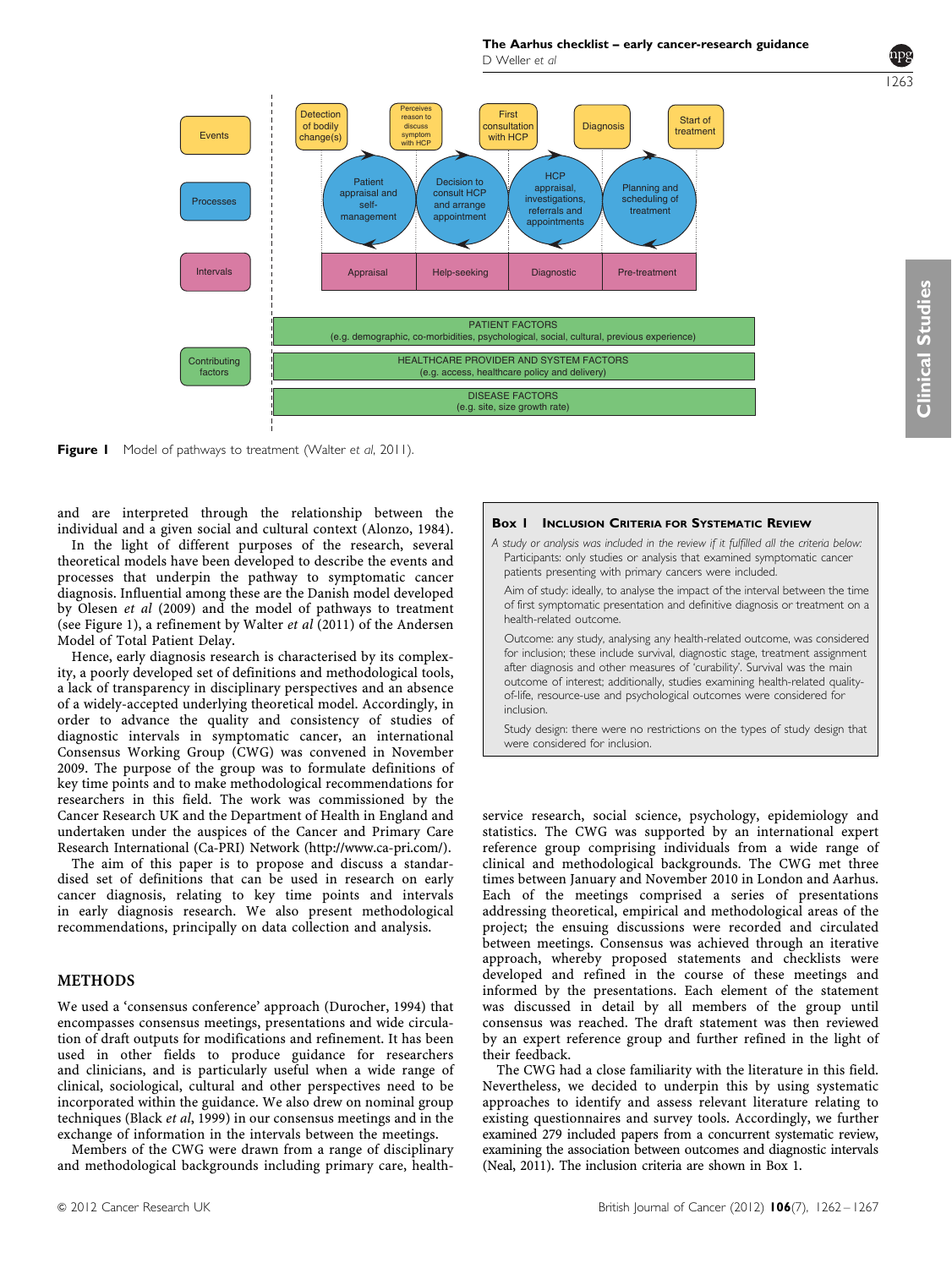Events

Detection of bodily change(s)

Perceives reason to discuss symptom with HCP

First consultation with HCP

Diagnosis

Start of treatment

Processes

Patient appraisal and self-management

Decision to consult HCP and arrange appointment

HCP appraisal, investigations, referrals and appointments

Planning and scheduling of treatment

Intervals

Appraisal

Help-seeking

Diagnostic

Pre-treatment

Contributing factors

PATIENT FACTORS
(e.g. demographic, co-morbidities, psychological, social, cultural, previous experience)

HEALTHCARE PROVIDER AND SYSTEM FACTORS
(e.g. access, healthcare policy and delivery)

DISEASE FACTORS
(e.g. site, size growth rate)

**Figure 1** Model of pathways to treatment (Walter *et al*, 2011).

and are interpreted through the relationship between the individual and a given social and cultural context (Alonzo, 1984).

In the light of different purposes of the research, several theoretical models have been developed to describe the events and processes that underpin the pathway to symptomatic cancer diagnosis. Influential among these are the Danish model developed by Olesen *et al* (2009) and the model of pathways to treatment (see Figure 1), a refinement by Walter *et al* (2011) of the Andersen Model of Total Patient Delay.

Hence, early diagnosis research is characterised by its complexity, a poorly developed set of definitions and methodological tools, a lack of transparency in disciplinary perspectives and an absence of a widely-accepted underlying theoretical model. Accordingly, in order to advance the quality and consistency of studies of diagnostic intervals in symptomatic cancer, an international Consensus Working Group (CWG) was convened in November 2009. The purpose of the group was to formulate definitions of key time points and to make methodological recommendations for researchers in this field. The work was commissioned by the Cancer Research UK and the Department of Health in England and undertaken under the auspices of the Cancer and Primary Care Research International (Ca-PRI) Network (http://www.ca-pri.com/).

The aim of this paper is to propose and discuss a standardised set of definitions that can be used in research on early cancer diagnosis, relating to key time points and intervals in early diagnosis research. We also present methodological recommendations, principally on data collection and analysis.

## METHODS

We used a 'consensus conference' approach (Durocher, 1994) that encompasses consensus meetings, presentations and wide circulation of draft outputs for modifications and refinement. It has been used in other fields to produce guidance for researchers and clinicians, and is particularly useful when a wide range of clinical, sociological, cultural and other perspectives need to be incorporated within the guidance. We also drew on nominal group techniques (Black *et al*, 1999) in our consensus meetings and in the exchange of information in the intervals between the meetings.

Members of the CWG were drawn from a range of disciplinary and methodological backgrounds including primary care, health-service research, social science, psychology, epidemiology and statistics. The CWG was supported by an international expert reference group comprising individuals from a wide range of clinical and methodological backgrounds. The CWG met three times between January and November 2010 in London and Aarhus. Each of the meetings comprised a series of presentations addressing theoretical, empirical and methodological areas of the project; the ensuing discussions were recorded and circulated between meetings. Consensus was achieved through an iterative approach, whereby proposed statements and checklists were developed and refined in the course of these meetings and informed by the presentations. Each element of the statement was discussed in detail by all members of the group until consensus was reached. The draft statement was then reviewed by an expert reference group and further refined in the light of their feedback.

The CWG had a close familiarity with the literature in this field. Nevertheless, we decided to underpin this by using systematic approaches to identify and assess relevant literature relating to existing questionnaires and survey tools. Accordingly, we further examined 279 included papers from a concurrent systematic review, examining the association between outcomes and diagnostic intervals (Neal, 2011). The inclusion criteria are shown in Box 1.

**Box 1 Inclusion Criteria for Systematic Review**

*A study or analysis was included in the review if it fulfilled all the criteria below:*

Participants: only studies or analysis that examined symptomatic cancer patients presenting with primary cancers were included.

Aim of study: ideally, to analyse the impact of the interval between the time of first symptomatic presentation and definitive diagnosis or treatment on a health-related outcome.

Outcome: any study, analysing any health-related outcome, was considered for inclusion; these include survival, diagnostic stage, treatment assignment after diagnosis and other measures of 'curability'. Survival was the main outcome of interest; additionally, studies examining health-related quality-of-life, resource-use and psychological outcomes were considered for inclusion.

Study design: there were no restrictions on the types of study design that were considered for inclusion.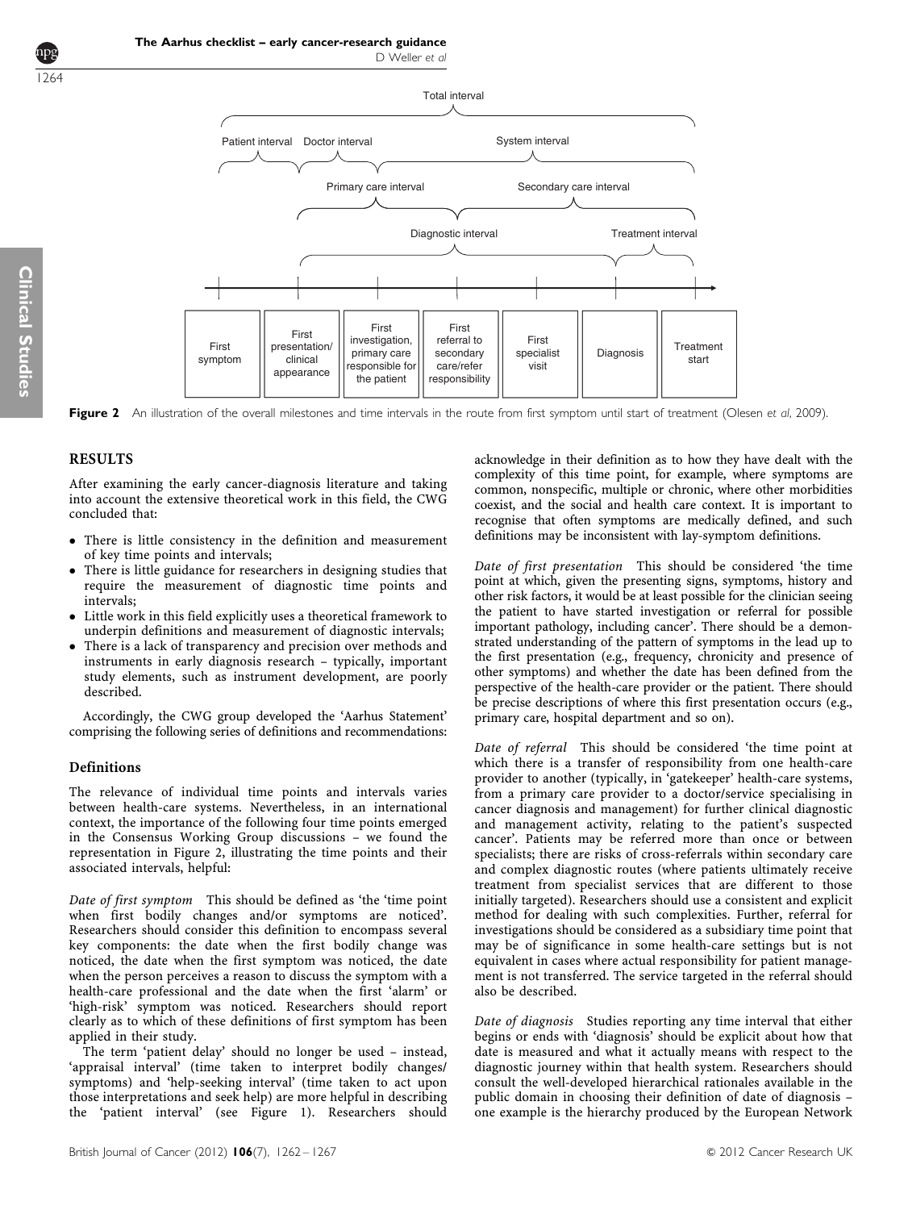Figure 2 An illustration of the overall milestones and time intervals in the route from first symptom until start of treatment (Olesen *et al*, 2009).

## RESULTS

After examining the early cancer-diagnosis literature and taking into account the extensive theoretical work in this field, the CWG concluded that:

- There is little consistency in the definition and measurement of key time points and intervals;
- There is little guidance for researchers in designing studies that require the measurement of diagnostic time points and intervals;
- Little work in this field explicitly uses a theoretical framework to underpin definitions and measurement of diagnostic intervals;
- There is a lack of transparency and precision over methods and instruments in early diagnosis research – typically, important study elements, such as instrument development, are poorly described.

Accordingly, the CWG group developed the 'Aarhus Statement' comprising the following series of definitions and recommendations:

### Definitions

The relevance of individual time points and intervals varies between health-care systems. Nevertheless, in an international context, the importance of the following four time points emerged in the Consensus Working Group discussions – we found the representation in Figure 2, illustrating the time points and their associated intervals, helpful:

*Date of first symptom* This should be defined as 'the 'time point when first bodily changes and/or symptoms are noticed'. Researchers should consider this definition to encompass several key components: the date when the first bodily change was noticed, the date when the first symptom was noticed, the date when the person perceives a reason to discuss the symptom with a health-care professional and the date when the first 'alarm' or 'high-risk' symptom was noticed. Researchers should report clearly as to which of these definitions of first symptom has been applied in their study.

The term 'patient delay' should no longer be used – instead, 'appraisal interval' (time taken to interpret bodily changes/symptoms) and 'help-seeking interval' (time taken to act upon those interpretations and seek help) are more helpful in describing the 'patient interval' (see Figure 1). Researchers should acknowledge in their definition as to how they have dealt with the complexity of this time point, for example, where symptoms are common, nonspecific, multiple or chronic, where other morbidities coexist, and the social and health care context. It is important to recognise that often symptoms are medically defined, and such definitions may be inconsistent with lay-symptom definitions.

*Date of first presentation* This should be considered 'the time point at which, given the presenting signs, symptoms, history and other risk factors, it would be at least possible for the clinician seeing the patient to have started investigation or referral for possible important pathology, including cancer'. There should be a demonstrated understanding of the pattern of symptoms in the lead up to the first presentation (e.g., frequency, chronicity and presence of other symptoms) and whether the date has been defined from the perspective of the health-care provider or the patient. There should be precise descriptions of where this first presentation occurs (e.g., primary care, hospital department and so on).

*Date of referral* This should be considered 'the time point at which there is a transfer of responsibility from one health-care provider to another (typically, in 'gatekeeper' health-care systems, from a primary care provider to a doctor/service specialising in cancer diagnosis and management) for further clinical diagnostic and management activity, relating to the patient's suspected cancer'. Patients may be referred more than once or between specialists; there are risks of cross-referrals within secondary care and complex diagnostic routes (where patients ultimately receive treatment from specialist services that are different to those initially targeted). Researchers should use a consistent and explicit method for dealing with such complexities. Further, referral for investigations should be considered as a subsidiary time point that may be of significance in some health-care settings but is not equivalent in cases where actual responsibility for patient management is not transferred. The service targeted in the referral should also be described.

*Date of diagnosis* Studies reporting any time interval that either begins or ends with 'diagnosis' should be explicit about how that date is measured and what it actually means with respect to the diagnostic journey within that health system. Researchers should consult the well-developed hierarchical rationales available in the public domain in choosing their definition of date of diagnosis – one example is the hierarchy produced by the European Network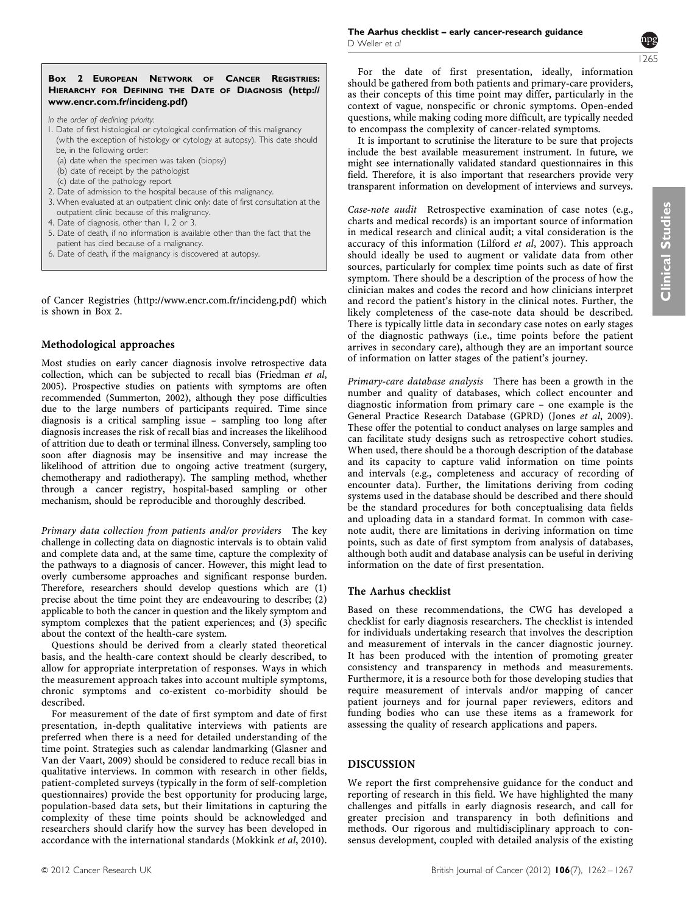**Box 2 European Network of Cancer Registries: Hierarchy for Defining the Date of Diagnosis (http://www.encr.com.fr/incideng.pdf)**

*In the order of declining priority:*

1. Date of first histological or cytological confirmation of this malignancy (with the exception of histology or cytology at autopsy). This date should be, in the following order:
   (a) date when the specimen was taken (biopsy)
   (b) date of receipt by the pathologist
   (c) date of the pathology report
2. Date of admission to the hospital because of this malignancy.
3. When evaluated at an outpatient clinic only: date of first consultation at the outpatient clinic because of this malignancy.
4. Date of diagnosis, other than 1, 2 or 3.
5. Date of death, if no information is available other than the fact that the patient has died because of a malignancy.
6. Date of death, if the malignancy is discovered at autopsy.

of Cancer Registries (http://www.encr.com.fr/incideng.pdf) which is shown in Box 2.

### Methodological approaches

Most studies on early cancer diagnosis involve retrospective data collection, which can be subjected to recall bias (Friedman *et al*, 2005). Prospective studies on patients with symptoms are often recommended (Summerton, 2002), although they pose difficulties due to the large numbers of participants required. Time since diagnosis is a critical sampling issue – sampling too long after diagnosis increases the risk of recall bias and increases the likelihood of attrition due to death or terminal illness. Conversely, sampling too soon after diagnosis may be insensitive and may increase the likelihood of attrition due to ongoing active treatment (surgery, chemotherapy and radiotherapy). The sampling method, whether through a cancer registry, hospital-based sampling or other mechanism, should be reproducible and thoroughly described.

*Primary data collection from patients and/or providers* The key challenge in collecting data on diagnostic intervals is to obtain valid and complete data and, at the same time, capture the complexity of the pathways to a diagnosis of cancer. However, this might lead to overly cumbersome approaches and significant response burden. Therefore, researchers should develop questions which are (1) precise about the time point they are endeavouring to describe; (2) applicable to both the cancer in question and the likely symptom and symptom complexes that the patient experiences; and (3) specific about the context of the health-care system.

Questions should be derived from a clearly stated theoretical basis, and the health-care context should be clearly described, to allow for appropriate interpretation of responses. Ways in which the measurement approach takes into account multiple symptoms, chronic symptoms and co-existent co-morbidity should be described.

For measurement of the date of first symptom and date of first presentation, in-depth qualitative interviews with patients are preferred when there is a need for detailed understanding of the time point. Strategies such as calendar landmarking (Glasner and Van der Vaart, 2009) should be considered to reduce recall bias in qualitative interviews. In common with research in other fields, patient-completed surveys (typically in the form of self-completion questionnaires) provide the best opportunity for producing large, population-based data sets, but their limitations in capturing the complexity of these time points should be acknowledged and researchers should clarify how the survey has been developed in accordance with the international standards (Mokkink *et al*, 2010).

For the date of first presentation, ideally, information should be gathered from both patients and primary-care providers, as their concepts of this time point may differ, particularly in the context of vague, nonspecific or chronic symptoms. Open-ended questions, while making coding more difficult, are typically needed to encompass the complexity of cancer-related symptoms.

It is important to scrutinise the literature to be sure that projects include the best available measurement instrument. In future, we might see internationally validated standard questionnaires in this field. Therefore, it is also important that researchers provide very transparent information on development of interviews and surveys.

*Case-note audit* Retrospective examination of case notes (e.g., charts and medical records) is an important source of information in medical research and clinical audit; a vital consideration is the accuracy of this information (Lilford *et al*, 2007). This approach should ideally be used to augment or validate data from other sources, particularly for complex time points such as date of first symptom. There should be a description of the process of how the clinician makes and codes the record and how clinicians interpret and record the patient's history in the clinical notes. Further, the likely completeness of the case-note data should be described. There is typically little data in secondary case notes on early stages of the diagnostic pathways (i.e., time points before the patient arrives in secondary care), although they are an important source of information on latter stages of the patient's journey.

*Primary-care database analysis* There has been a growth in the number and quality of databases, which collect encounter and diagnostic information from primary care – one example is the General Practice Research Database (GPRD) (Jones *et al*, 2009). These offer the potential to conduct analyses on large samples and can facilitate study designs such as retrospective cohort studies. When used, there should be a thorough description of the database and its capacity to capture valid information on time points and intervals (e.g., completeness and accuracy of recording of encounter data). Further, the limitations deriving from coding systems used in the database should be described and there should be the standard procedures for both conceptualising data fields and uploading data in a standard format. In common with case-note audit, there are limitations in deriving information on time points, such as date of first symptom from analysis of databases, although both audit and database analysis can be useful in deriving information on the date of first presentation.

### The Aarhus checklist

Based on these recommendations, the CWG has developed a checklist for early diagnosis researchers. The checklist is intended for individuals undertaking research that involves the description and measurement of intervals in the cancer diagnostic journey. It has been produced with the intention of promoting greater consistency and transparency in methods and measurements. Furthermore, it is a resource both for those developing studies that require measurement of intervals and/or mapping of cancer patient journeys and for journal paper reviewers, editors and funding bodies who can use these items as a framework for assessing the quality of research applications and papers.

## DISCUSSION

We report the first comprehensive guidance for the conduct and reporting of research in this field. We have highlighted the many challenges and pitfalls in early diagnosis research, and call for greater precision and transparency in both definitions and methods. Our rigorous and multidisciplinary approach to consensus development, coupled with detailed analysis of the existing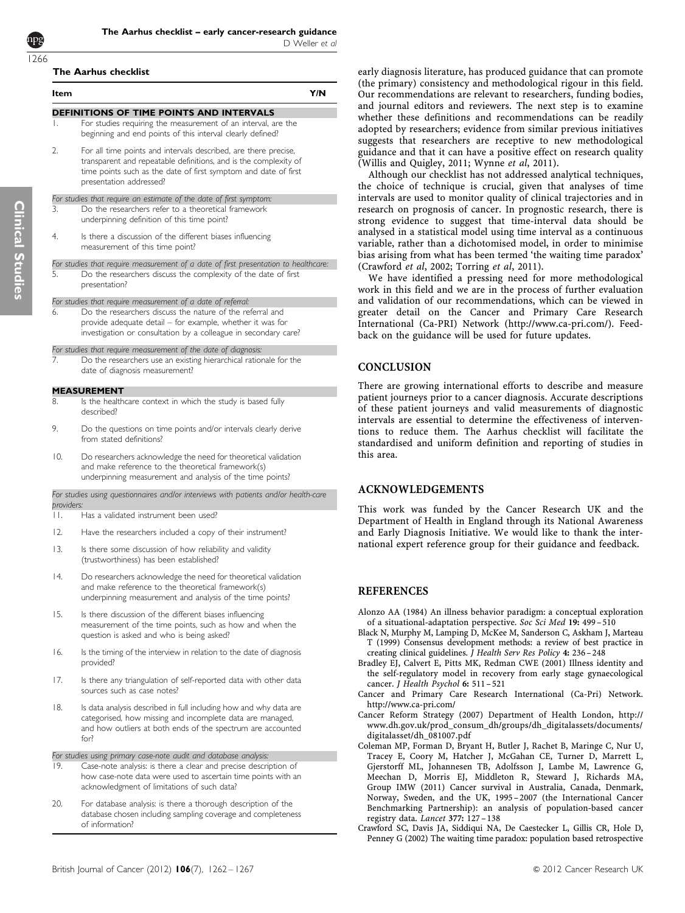### The Aarhus checklist

| Item | | Y/N |
|---|---|---|
| **DEFINITIONS OF TIME POINTS AND INTERVALS** | | |
| 1. | For studies requiring the measurement of an interval, are the beginning and end points of this interval clearly defined? | |
| 2. | For all time points and intervals described, are there precise, transparent and repeatable definitions, and is the complexity of time points such as the date of first symptom and date of first presentation addressed? | |
| *For studies that require an estimate of the date of first symptom:* | | |
| 3. | Do the researchers refer to a theoretical framework underpinning definition of this time point? | |
| 4. | Is there a discussion of the different biases influencing measurement of this time point? | |
| *For studies that require measurement of a date of first presentation to healthcare:* | | |
| 5. | Do the researchers discuss the complexity of the date of first presentation? | |
| *For studies that require measurement of a date of referral:* | | |
| 6. | Do the researchers discuss the nature of the referral and provide adequate detail – for example, whether it was for investigation or consultation by a colleague in secondary care? | |
| *For studies that require measurement of the date of diagnosis:* | | |
| 7. | Do the researchers use an existing hierarchical rationale for the date of diagnosis measurement? | |
| **MEASUREMENT** | | |
| 8. | Is the healthcare context in which the study is based fully described? | |
| 9. | Do the questions on time points and/or intervals clearly derive from stated definitions? | |
| 10. | Do researchers acknowledge the need for theoretical validation and make reference to the theoretical framework(s) underpinning measurement and analysis of the time points? | |
| *For studies using questionnaires and/or interviews with patients and/or health-care providers:* | | |
| 11. | Has a validated instrument been used? | |
| 12. | Have the researchers included a copy of their instrument? | |
| 13. | Is there some discussion of how reliability and validity (trustworthiness) has been established? | |
| 14. | Do researchers acknowledge the need for theoretical validation and make reference to the theoretical framework(s) underpinning measurement and analysis of the time points? | |
| 15. | Is there discussion of the different biases influencing measurement of the time points, such as how and when the question is asked and who is being asked? | |
| 16. | Is the timing of the interview in relation to the date of diagnosis provided? | |
| 17. | Is there any triangulation of self-reported data with other data sources such as case notes? | |
| 18. | Is data analysis described in full including how and why data are categorised, how missing and incomplete data are managed, and how outliers at both ends of the spectrum are accounted for? | |
| *For studies using primary case-note audit and database analysis:* | | |
| 19. | Case-note analysis: is there a clear and precise description of how case-note data were used to ascertain time points with an acknowledgment of limitations of such data? | |
| 20. | For database analysis: is there a thorough description of the database chosen including sampling coverage and completeness of information? | |

early diagnosis literature, has produced guidance that can promote (the primary) consistency and methodological rigour in this field. Our recommendations are relevant to researchers, funding bodies, and journal editors and reviewers. The next step is to examine whether these definitions and recommendations can be readily adopted by researchers; evidence from similar previous initiatives suggests that researchers are receptive to new methodological guidance and that it can have a positive effect on research quality (Willis and Quigley, 2011; Wynne *et al*, 2011).

Although our checklist has not addressed analytical techniques, the choice of technique is crucial, given that analyses of time intervals are used to monitor quality of clinical trajectories and in research on prognosis of cancer. In prognostic research, there is strong evidence to suggest that time-interval data should be analysed in a statistical model using time interval as a continuous variable, rather than a dichotomised model, in order to minimise bias arising from what has been termed 'the waiting time paradox' (Crawford *et al*, 2002; Torring *et al*, 2011).

We have identified a pressing need for more methodological work in this field and we are in the process of further evaluation and validation of our recommendations, which can be viewed in greater detail on the Cancer and Primary Care Research International (Ca-PRI) Network (http://www.ca-pri.com/). Feedback on the guidance will be used for future updates.

## CONCLUSION

There are growing international efforts to describe and measure patient journeys prior to a cancer diagnosis. Accurate descriptions of these patient journeys and valid measurements of diagnostic intervals are essential to determine the effectiveness of interventions to reduce them. The Aarhus checklist will facilitate the standardised and uniform definition and reporting of studies in this area.

## ACKNOWLEDGEMENTS

This work was funded by the Cancer Research UK and the Department of Health in England through its National Awareness and Early Diagnosis Initiative. We would like to thank the international expert reference group for their guidance and feedback.

## REFERENCES

Alonzo AA (1984) An illness behavior paradigm: a conceptual exploration of a situational-adaptation perspective. *Soc Sci Med* **19:** 499–510

Black N, Murphy M, Lamping D, McKee M, Sanderson C, Askham J, Marteau T (1999) Consensus development methods: a review of best practice in creating clinical guidelines. *J Health Serv Res Policy* **4:** 236–248

Bradley EJ, Calvert E, Pitts MK, Redman CWE (2001) Illness identity and the self-regulatory model in recovery from early stage gynaecological cancer. *J Health Psychol* **6:** 511–521

Cancer and Primary Care Research International (Ca-Pri) Network. http://www.ca-pri.com/

Cancer Reform Strategy (2007) Department of Health London, http://www.dh.gov.uk/prod_consum_dh/groups/dh_digitalassets/documents/digitalasset/dh_081007.pdf

Coleman MP, Forman D, Bryant H, Butler J, Rachet B, Maringe C, Nur U, Tracey E, Coory M, Hatcher J, McGahan CE, Turner D, Marrett L, Gjerstorff ML, Johannesen TB, Adolfsson J, Lambe M, Lawrence G, Meechan D, Morris EJ, Middleton R, Steward J, Richards MA, Group IMW (2011) Cancer survival in Australia, Canada, Denmark, Norway, Sweden, and the UK, 1995–2007 (the International Cancer Benchmarking Partnership): an analysis of population-based cancer registry data. *Lancet* **377:** 127–138

Crawford SC, Davis JA, Siddiqui NA, De Caestecker L, Gillis CR, Hole D, Penney G (2002) The waiting time paradox: population based retrospective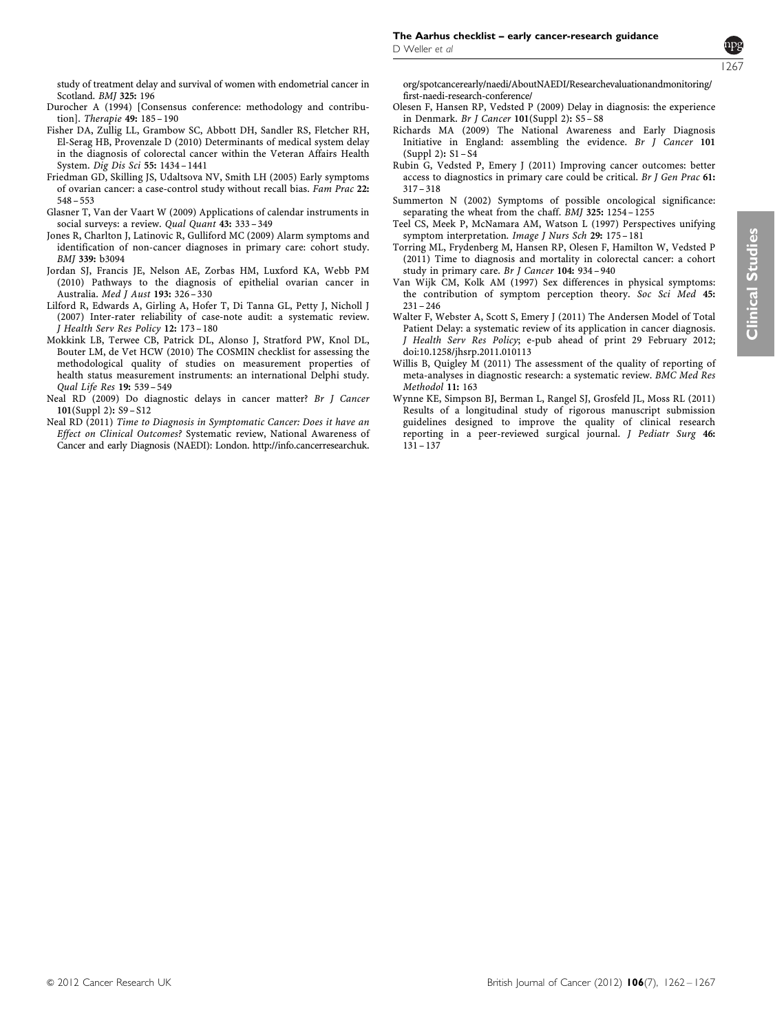study of treatment delay and survival of women with endometrial cancer in Scotland. *BMJ* **325:** 196

Durocher A (1994) [Consensus conference: methodology and contribution]. *Therapie* **49:** 185–190

Fisher DA, Zullig LL, Grambow SC, Abbott DH, Sandler RS, Fletcher RH, El-Serag HB, Provenzale D (2010) Determinants of medical system delay in the diagnosis of colorectal cancer within the Veteran Affairs Health System. *Dig Dis Sci* **55:** 1434–1441

Friedman GD, Skilling JS, Udaltsova NV, Smith LH (2005) Early symptoms of ovarian cancer: a case-control study without recall bias. *Fam Prac* **22:** 548–553

Glasner T, Van der Vaart W (2009) Applications of calendar instruments in social surveys: a review. *Qual Quant* **43:** 333–349

Jones R, Charlton J, Latinovic R, Gulliford MC (2009) Alarm symptoms and identification of non-cancer diagnoses in primary care: cohort study. *BMJ* **339:** b3094

Jordan SJ, Francis JE, Nelson AE, Zorbas HM, Luxford KA, Webb PM (2010) Pathways to the diagnosis of epithelial ovarian cancer in Australia. *Med J Aust* **193:** 326–330

Lilford R, Edwards A, Girling A, Hofer T, Di Tanna GL, Petty J, Nicholl J (2007) Inter-rater reliability of case-note audit: a systematic review. *J Health Serv Res Policy* **12:** 173–180

Mokkink LB, Terwee CB, Patrick DL, Alonso J, Stratford PW, Knol DL, Bouter LM, de Vet HCW (2010) The COSMIN checklist for assessing the methodological quality of studies on measurement properties of health status measurement instruments: an international Delphi study. *Qual Life Res* **19:** 539–549

Neal RD (2009) Do diagnostic delays in cancer matter? *Br J Cancer* **101**(Suppl 2)**:** S9–S12

Neal RD (2011) *Time to Diagnosis in Symptomatic Cancer: Does it have an Effect on Clinical Outcomes?* Systematic review, National Awareness of Cancer and early Diagnosis (NAEDI): London. http://info.cancerresearchuk.org/spotcancerearly/naedi/AboutNAEDI/Researchevaluationandmonitoring/first-naedi-research-conference/

Olesen F, Hansen RP, Vedsted P (2009) Delay in diagnosis: the experience in Denmark. *Br J Cancer* **101**(Suppl 2)**:** S5–S8

Richards MA (2009) The National Awareness and Early Diagnosis Initiative in England: assembling the evidence. *Br J Cancer* **101** (Suppl 2)**:** S1–S4

Rubin G, Vedsted P, Emery J (2011) Improving cancer outcomes: better access to diagnostics in primary care could be critical. *Br J Gen Prac* **61:** 317–318

Summerton N (2002) Symptoms of possible oncological significance: separating the wheat from the chaff. *BMJ* **325:** 1254–1255

Teel CS, Meek P, McNamara AM, Watson L (1997) Perspectives unifying symptom interpretation. *Image J Nurs Sch* **29:** 175–181

Torring ML, Frydenberg M, Hansen RP, Olesen F, Hamilton W, Vedsted P (2011) Time to diagnosis and mortality in colorectal cancer: a cohort study in primary care. *Br J Cancer* **104:** 934–940

Van Wijk CM, Kolk AM (1997) Sex differences in physical symptoms: the contribution of symptom perception theory. *Soc Sci Med* **45:** 231–246

Walter F, Webster A, Scott S, Emery J (2011) The Andersen Model of Total Patient Delay: a systematic review of its application in cancer diagnosis. *J Health Serv Res Policy*; e-pub ahead of print 29 February 2012; doi:10.1258/jhsrp.2011.010113

Willis B, Quigley M (2011) The assessment of the quality of reporting of meta-analyses in diagnostic research: a systematic review. *BMC Med Res Methodol* **11:** 163

Wynne KE, Simpson BJ, Berman L, Rangel SJ, Grosfeld JL, Moss RL (2011) Results of a longitudinal study of rigorous manuscript submission guidelines designed to improve the quality of clinical research reporting in a peer-reviewed surgical journal. *J Pediatr Surg* **46:** 131–137